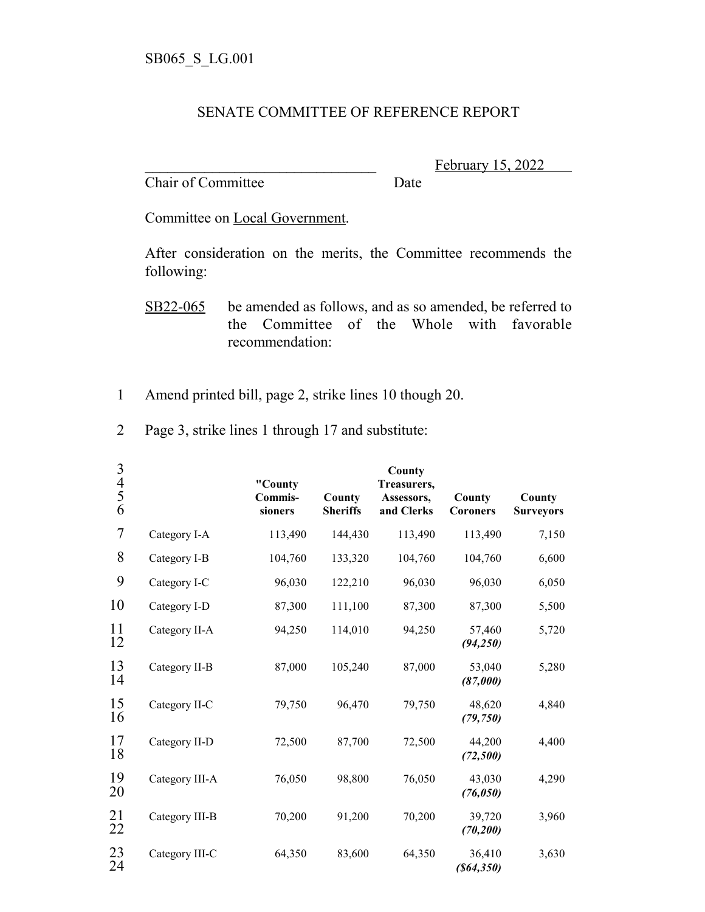SB065_S_LG.001

SENATE COMMITTEE OF REFERENCE REPORT

_______________________________ February 15, 2022
Chair of Committee Date

Committee on Local Government.

After consideration on the merits, the Committee recommends the following:

SB22-065 be amended as follows, and as so amended, be referred to the Committee of the Whole with favorable recommendation:

1 Amend printed bill, page 2, strike lines 10 though 20.

2 Page 3, strike lines 1 through 17 and substitute:

| | "County Commis- sioners | County Sheriffs | County Treasurers, Assessors, and Clerks | County Coroners | County Surveyors |
|---|---|---|---|---|---|
| Category I-A | 113,490 | 144,430 | 113,490 | 113,490 | 7,150 |
| Category I-B | 104,760 | 133,320 | 104,760 | 104,760 | 6,600 |
| Category I-C | 96,030 | 122,210 | 96,030 | 96,030 | 6,050 |
| Category I-D | 87,300 | 111,100 | 87,300 | 87,300 | 5,500 |
| Category II-A | 94,250 | 114,010 | 94,250 | 57,460 ***(94,250)*** | 5,720 |
| Category II-B | 87,000 | 105,240 | 87,000 | 53,040 ***(87,000)*** | 5,280 |
| Category II-C | 79,750 | 96,470 | 79,750 | 48,620 ***(79,750)*** | 4,840 |
| Category II-D | 72,500 | 87,700 | 72,500 | 44,200 ***(72,500)*** | 4,400 |
| Category III-A | 76,050 | 98,800 | 76,050 | 43,030 ***(76,050)*** | 4,290 |
| Category III-B | 70,200 | 91,200 | 70,200 | 39,720 ***(70,200)*** | 3,960 |
| Category III-C | 64,350 | 83,600 | 64,350 | 36,410 ***($64,350)*** | 3,630 |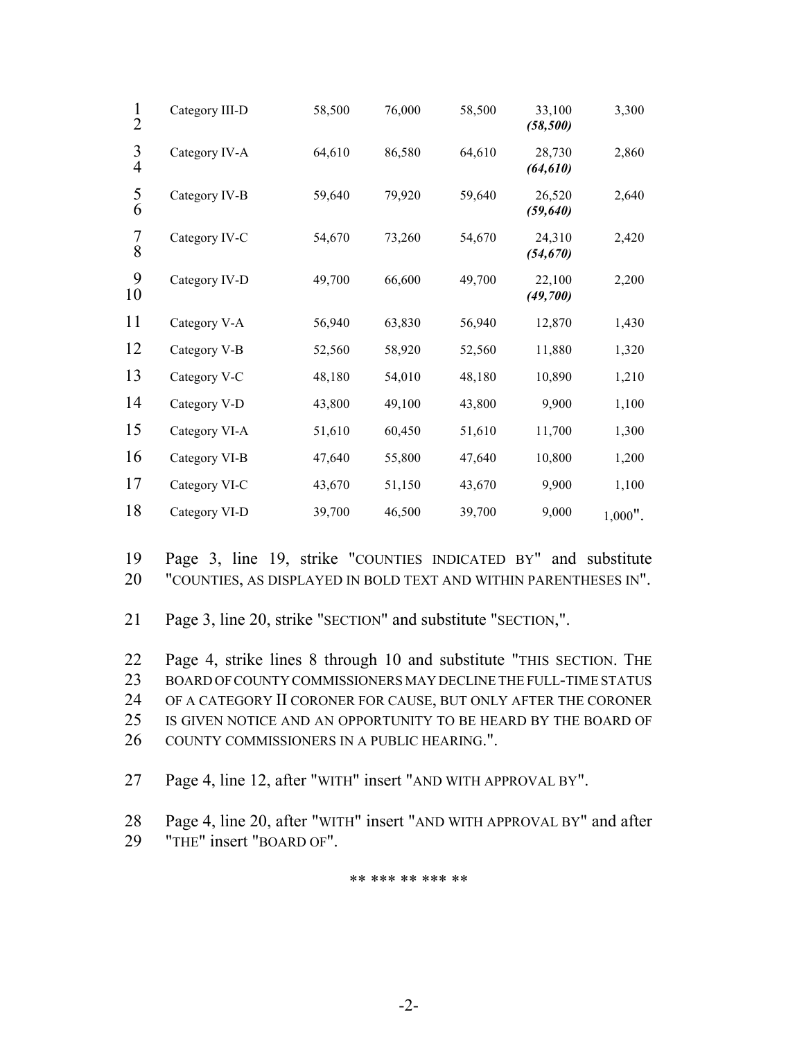| | | | | | |
|---|---|---|---|---|---|
| Category III-D | 58,500 | 76,000 | 58,500 | 33,100 ***(58,500)*** | 3,300 |
| Category IV-A | 64,610 | 86,580 | 64,610 | 28,730 ***(64,610)*** | 2,860 |
| Category IV-B | 59,640 | 79,920 | 59,640 | 26,520 ***(59,640)*** | 2,640 |
| Category IV-C | 54,670 | 73,260 | 54,670 | 24,310 ***(54,670)*** | 2,420 |
| Category IV-D | 49,700 | 66,600 | 49,700 | 22,100 ***(49,700)*** | 2,200 |
| Category V-A | 56,940 | 63,830 | 56,940 | 12,870 | 1,430 |
| Category V-B | 52,560 | 58,920 | 52,560 | 11,880 | 1,320 |
| Category V-C | 48,180 | 54,010 | 48,180 | 10,890 | 1,210 |
| Category V-D | 43,800 | 49,100 | 43,800 | 9,900 | 1,100 |
| Category VI-A | 51,610 | 60,450 | 51,610 | 11,700 | 1,300 |
| Category VI-B | 47,640 | 55,800 | 47,640 | 10,800 | 1,200 |
| Category VI-C | 43,670 | 51,150 | 43,670 | 9,900 | 1,100 |
| Category VI-D | 39,700 | 46,500 | 39,700 | 9,000 | 1,000". |

Page 3, line 19, strike "COUNTIES INDICATED BY" and substitute "COUNTIES, AS DISPLAYED IN BOLD TEXT AND WITHIN PARENTHESES IN".

Page 3, line 20, strike "SECTION" and substitute "SECTION,".

Page 4, strike lines 8 through 10 and substitute "THIS SECTION. THE BOARD OF COUNTY COMMISSIONERS MAY DECLINE THE FULL-TIME STATUS OF A CATEGORY II CORONER FOR CAUSE, BUT ONLY AFTER THE CORONER IS GIVEN NOTICE AND AN OPPORTUNITY TO BE HEARD BY THE BOARD OF COUNTY COMMISSIONERS IN A PUBLIC HEARING.".

Page 4, line 12, after "WITH" insert "AND WITH APPROVAL BY".

Page 4, line 20, after "WITH" insert "AND WITH APPROVAL BY" and after "THE" insert "BOARD OF".

** *** ** *** **